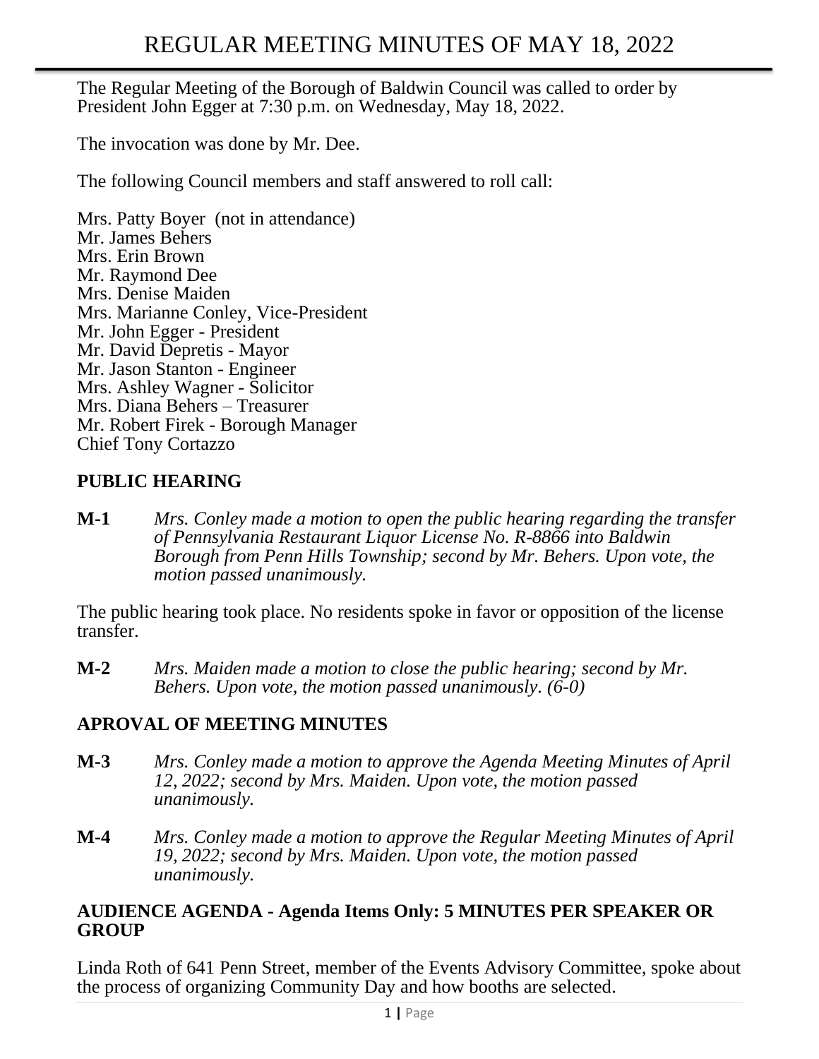# REGULAR MEETING MINUTES OF MAY 18, 2022

The Regular Meeting of the Borough of Baldwin Council was called to order by President John Egger at 7:30 p.m. on Wednesday, May 18, 2022.

The invocation was done by Mr. Dee.

The following Council members and staff answered to roll call:

Mrs. Patty Boyer (not in attendance)
Mr. James Behers
Mrs. Erin Brown
Mr. Raymond Dee
Mrs. Denise Maiden
Mrs. Marianne Conley, Vice-President
Mr. John Egger - President
Mr. David Depretis - Mayor
Mr. Jason Stanton - Engineer
Mrs. Ashley Wagner - Solicitor
Mrs. Diana Behers – Treasurer
Mr. Robert Firek - Borough Manager
Chief Tony Cortazzo

## PUBLIC HEARING

**M-1** *Mrs. Conley made a motion to open the public hearing regarding the transfer of Pennsylvania Restaurant Liquor License No. R-8866 into Baldwin Borough from Penn Hills Township; second by Mr. Behers. Upon vote, the motion passed unanimously.*

The public hearing took place. No residents spoke in favor or opposition of the license transfer.

**M-2** *Mrs. Maiden made a motion to close the public hearing; second by Mr. Behers. Upon vote, the motion passed unanimously. (6-0)*

## APROVAL OF MEETING MINUTES

**M-3** *Mrs. Conley made a motion to approve the Agenda Meeting Minutes of April 12, 2022; second by Mrs. Maiden. Upon vote, the motion passed unanimously.*

**M-4** *Mrs. Conley made a motion to approve the Regular Meeting Minutes of April 19, 2022; second by Mrs. Maiden. Upon vote, the motion passed unanimously.*

## AUDIENCE AGENDA - Agenda Items Only: 5 MINUTES PER SPEAKER OR GROUP

Linda Roth of 641 Penn Street, member of the Events Advisory Committee, spoke about the process of organizing Community Day and how booths are selected.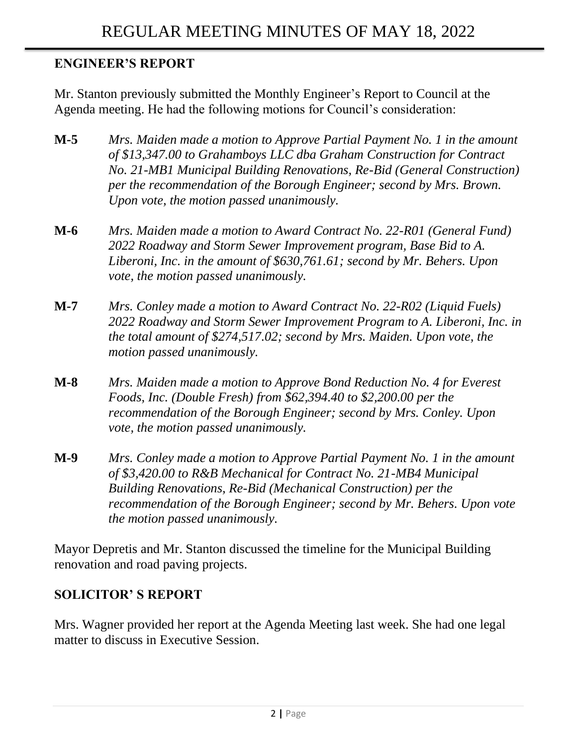## ENGINEER'S REPORT

Mr. Stanton previously submitted the Monthly Engineer's Report to Council at the Agenda meeting. He had the following motions for Council's consideration:

**M-5** *Mrs. Maiden made a motion to Approve Partial Payment No. 1 in the amount of $13,347.00 to Grahamboys LLC dba Graham Construction for Contract No. 21-MB1 Municipal Building Renovations, Re-Bid (General Construction) per the recommendation of the Borough Engineer; second by Mrs. Brown. Upon vote, the motion passed unanimously.*

**M-6** *Mrs. Maiden made a motion to Award Contract No. 22-R01 (General Fund) 2022 Roadway and Storm Sewer Improvement program, Base Bid to A. Liberoni, Inc. in the amount of $630,761.61; second by Mr. Behers. Upon vote, the motion passed unanimously.*

**M-7** *Mrs. Conley made a motion to Award Contract No. 22-R02 (Liquid Fuels) 2022 Roadway and Storm Sewer Improvement Program to A. Liberoni, Inc. in the total amount of $274,517.02; second by Mrs. Maiden. Upon vote, the motion passed unanimously.*

**M-8** *Mrs. Maiden made a motion to Approve Bond Reduction No. 4 for Everest Foods, Inc. (Double Fresh) from $62,394.40 to $2,200.00 per the recommendation of the Borough Engineer; second by Mrs. Conley. Upon vote, the motion passed unanimously.*

**M-9** *Mrs. Conley made a motion to Approve Partial Payment No. 1 in the amount of $3,420.00 to R&B Mechanical for Contract No. 21-MB4 Municipal Building Renovations, Re-Bid (Mechanical Construction) per the recommendation of the Borough Engineer; second by Mr. Behers. Upon vote the motion passed unanimously.*

Mayor Depretis and Mr. Stanton discussed the timeline for the Municipal Building renovation and road paving projects.

## SOLICITOR' S REPORT

Mrs. Wagner provided her report at the Agenda Meeting last week. She had one legal matter to discuss in Executive Session.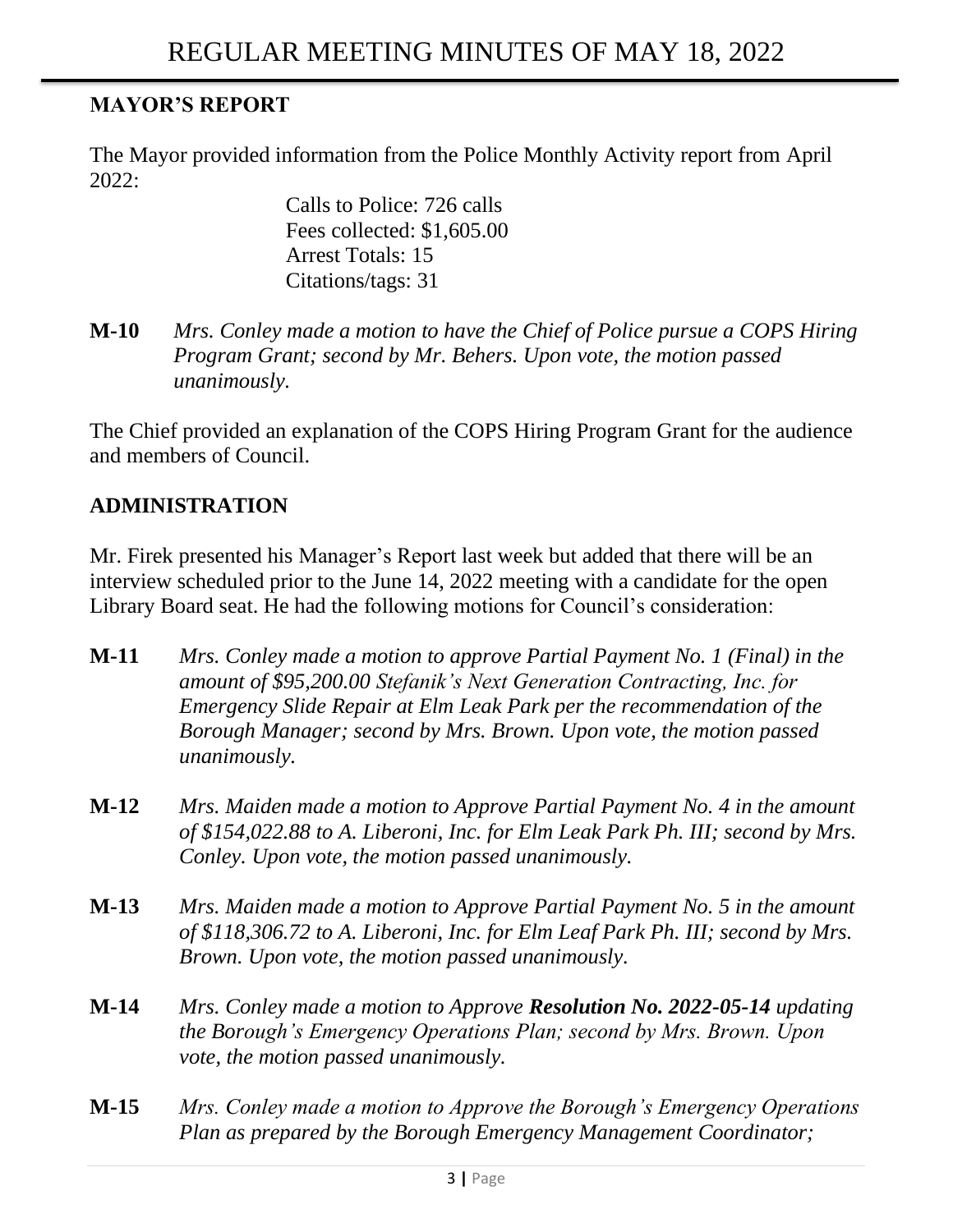## MAYOR'S REPORT

The Mayor provided information from the Police Monthly Activity report from April 2022:

Calls to Police: 726 calls
Fees collected: $1,605.00
Arrest Totals: 15
Citations/tags: 31

**M-10** *Mrs. Conley made a motion to have the Chief of Police pursue a COPS Hiring Program Grant; second by Mr. Behers. Upon vote, the motion passed unanimously.*

The Chief provided an explanation of the COPS Hiring Program Grant for the audience and members of Council.

## ADMINISTRATION

Mr. Firek presented his Manager's Report last week but added that there will be an interview scheduled prior to the June 14, 2022 meeting with a candidate for the open Library Board seat. He had the following motions for Council's consideration:

**M-11** *Mrs. Conley made a motion to approve Partial Payment No. 1 (Final) in the amount of $95,200.00 Stefanik's Next Generation Contracting, Inc. for Emergency Slide Repair at Elm Leak Park per the recommendation of the Borough Manager; second by Mrs. Brown. Upon vote, the motion passed unanimously.*

**M-12** *Mrs. Maiden made a motion to Approve Partial Payment No. 4 in the amount of $154,022.88 to A. Liberoni, Inc. for Elm Leak Park Ph. III; second by Mrs. Conley. Upon vote, the motion passed unanimously.*

**M-13** *Mrs. Maiden made a motion to Approve Partial Payment No. 5 in the amount of $118,306.72 to A. Liberoni, Inc. for Elm Leaf Park Ph. III; second by Mrs. Brown. Upon vote, the motion passed unanimously.*

**M-14** *Mrs. Conley made a motion to Approve* ***Resolution No. 2022-05-14*** *updating the Borough's Emergency Operations Plan; second by Mrs. Brown. Upon vote, the motion passed unanimously.*

**M-15** *Mrs. Conley made a motion to Approve the Borough's Emergency Operations Plan as prepared by the Borough Emergency Management Coordinator;*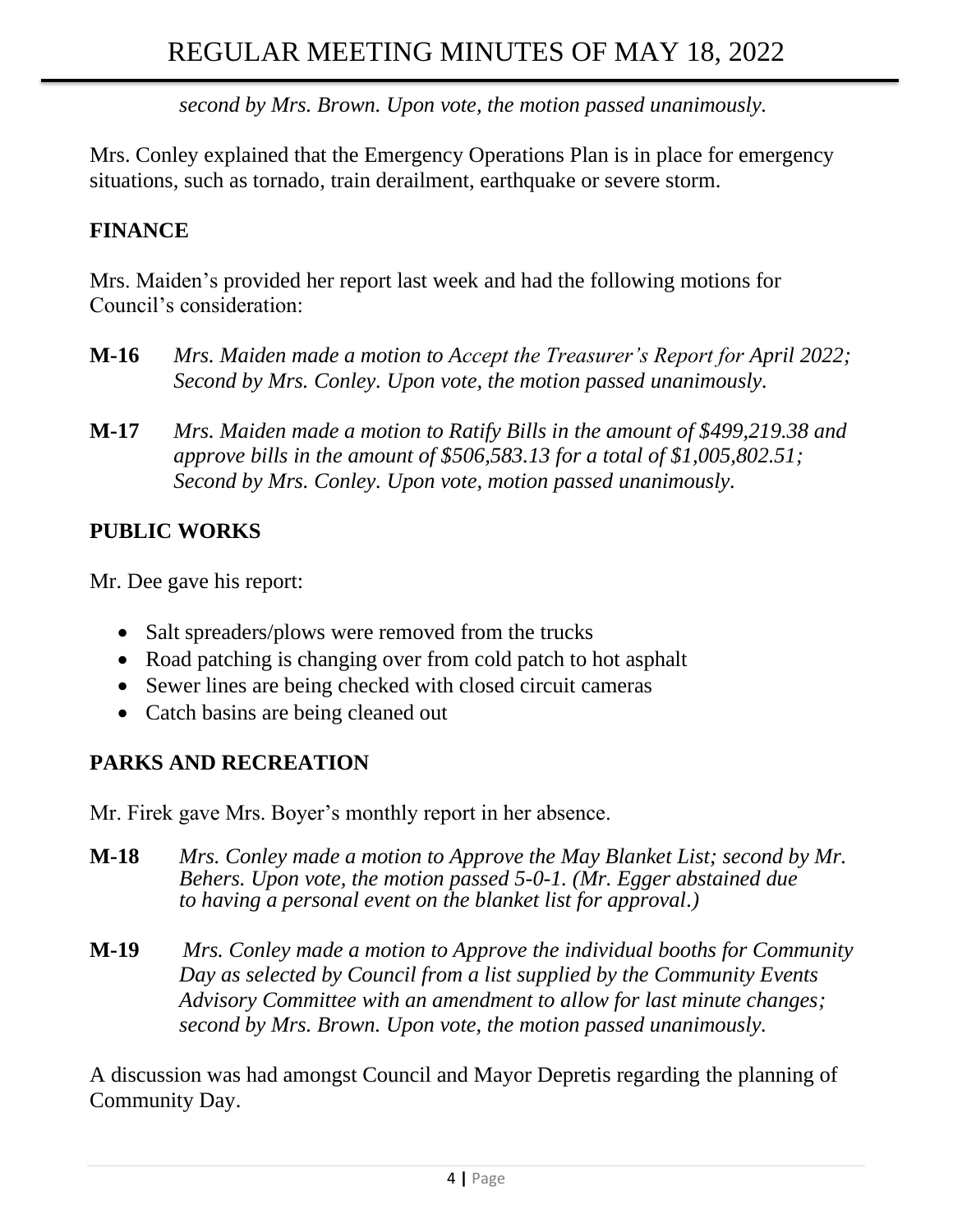*second by Mrs. Brown. Upon vote, the motion passed unanimously.*

Mrs. Conley explained that the Emergency Operations Plan is in place for emergency situations, such as tornado, train derailment, earthquake or severe storm.

## FINANCE

Mrs. Maiden's provided her report last week and had the following motions for Council's consideration:

**M-16** *Mrs. Maiden made a motion to Accept the Treasurer's Report for April 2022; Second by Mrs. Conley. Upon vote, the motion passed unanimously.*

**M-17** *Mrs. Maiden made a motion to Ratify Bills in the amount of $499,219.38 and approve bills in the amount of $506,583.13 for a total of $1,005,802.51; Second by Mrs. Conley. Upon vote, motion passed unanimously.*

## PUBLIC WORKS

Mr. Dee gave his report:

- Salt spreaders/plows were removed from the trucks
- Road patching is changing over from cold patch to hot asphalt
- Sewer lines are being checked with closed circuit cameras
- Catch basins are being cleaned out

## PARKS AND RECREATION

Mr. Firek gave Mrs. Boyer's monthly report in her absence.

**M-18** *Mrs. Conley made a motion to Approve the May Blanket List; second by Mr. Behers. Upon vote, the motion passed 5-0-1. (Mr. Egger abstained due to having a personal event on the blanket list for approval.)*

**M-19** *Mrs. Conley made a motion to Approve the individual booths for Community Day as selected by Council from a list supplied by the Community Events Advisory Committee with an amendment to allow for last minute changes; second by Mrs. Brown. Upon vote, the motion passed unanimously.*

A discussion was had amongst Council and Mayor Depretis regarding the planning of Community Day.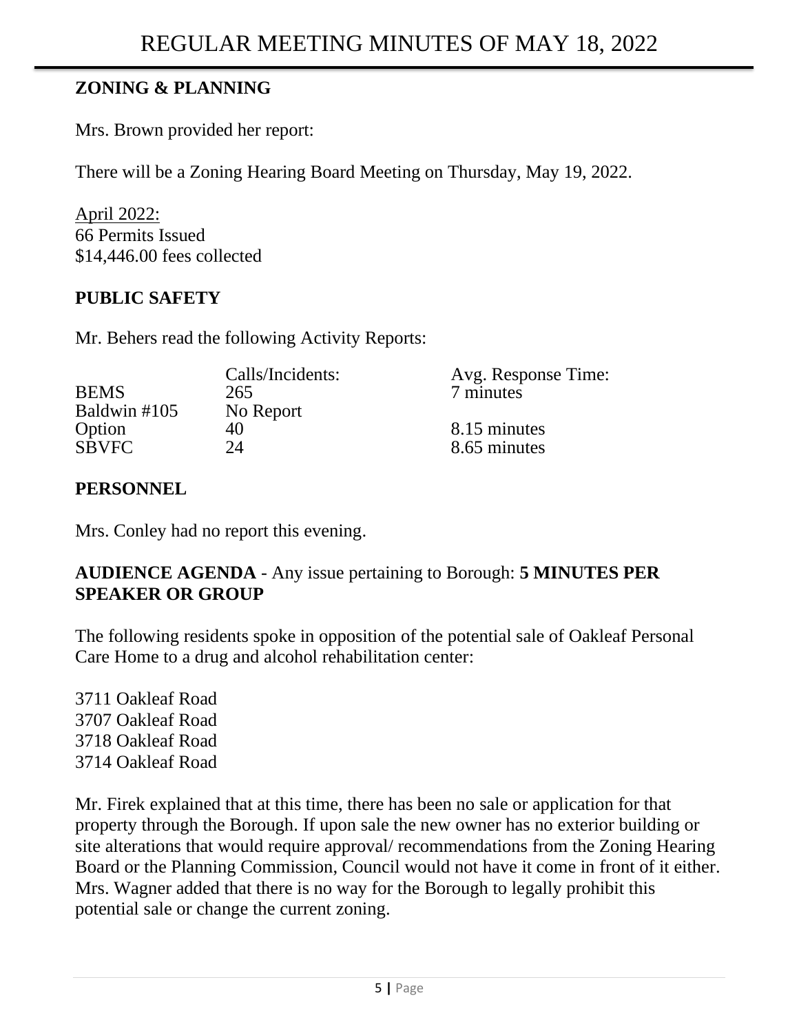## ZONING & PLANNING

Mrs. Brown provided her report:

There will be a Zoning Hearing Board Meeting on Thursday, May 19, 2022.

April 2022:
66 Permits Issued
$14,446.00 fees collected

## PUBLIC SAFETY

Mr. Behers read the following Activity Reports:

| | Calls/Incidents: | Avg. Response Time: |
|---|---|---|
| BEMS | 265 | 7 minutes |
| Baldwin #105 | No Report | |
| Option | 40 | 8.15 minutes |
| SBVFC | 24 | 8.65 minutes |

## PERSONNEL

Mrs. Conley had no report this evening.

## AUDIENCE AGENDA - Any issue pertaining to Borough: 5 MINUTES PER SPEAKER OR GROUP

The following residents spoke in opposition of the potential sale of Oakleaf Personal Care Home to a drug and alcohol rehabilitation center:

3711 Oakleaf Road
3707 Oakleaf Road
3718 Oakleaf Road
3714 Oakleaf Road

Mr. Firek explained that at this time, there has been no sale or application for that property through the Borough. If upon sale the new owner has no exterior building or site alterations that would require approval/ recommendations from the Zoning Hearing Board or the Planning Commission, Council would not have it come in front of it either. Mrs. Wagner added that there is no way for the Borough to legally prohibit this potential sale or change the current zoning.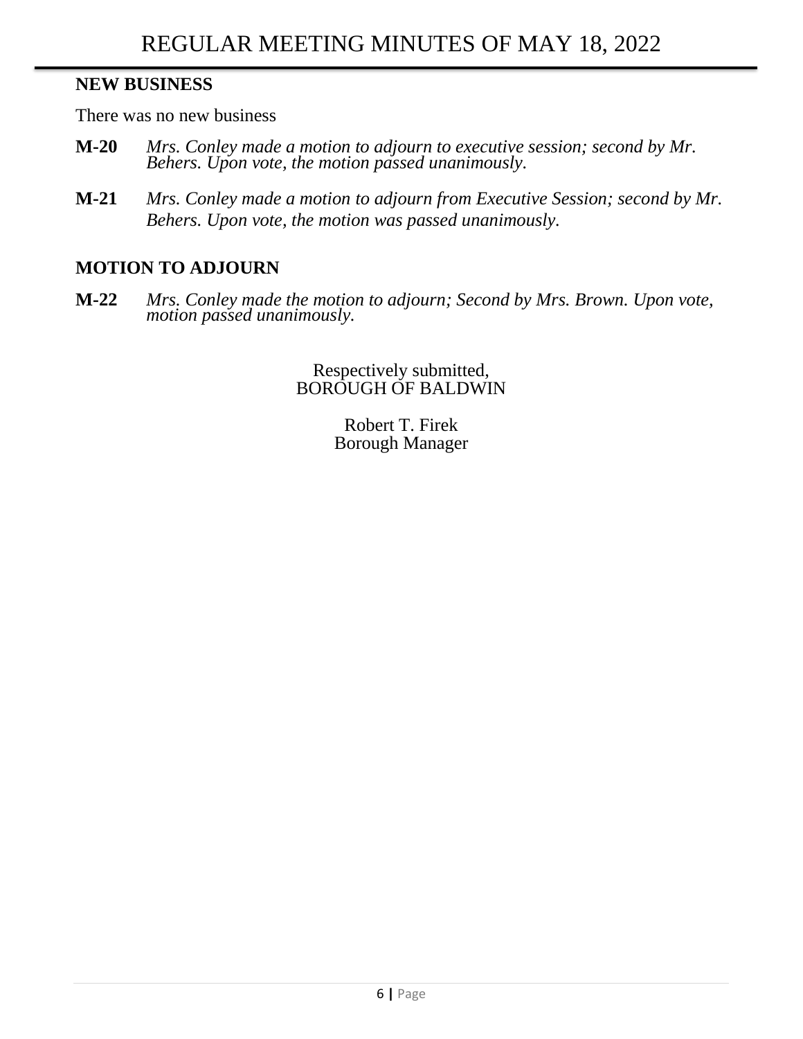## NEW BUSINESS

There was no new business

**M-20** *Mrs. Conley made a motion to adjourn to executive session; second by Mr. Behers. Upon vote, the motion passed unanimously.*

**M-21** *Mrs. Conley made a motion to adjourn from Executive Session; second by Mr. Behers. Upon vote, the motion was passed unanimously.*

## MOTION TO ADJOURN

**M-22** *Mrs. Conley made the motion to adjourn; Second by Mrs. Brown. Upon vote, motion passed unanimously.*

Respectively submitted,
BOROUGH OF BALDWIN

Robert T. Firek
Borough Manager